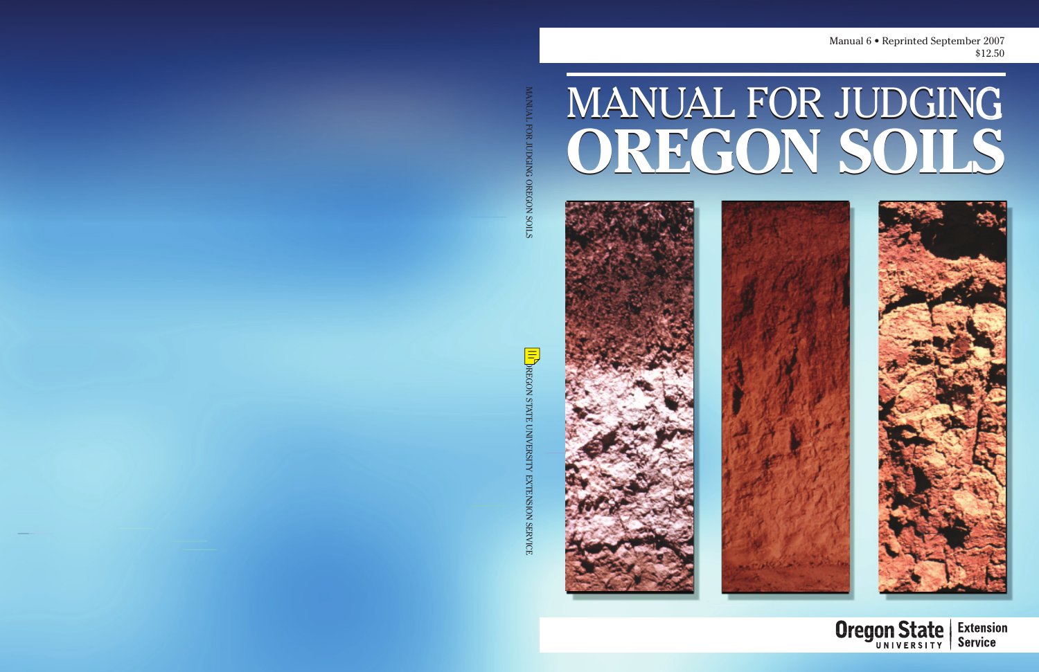Manual 6 • Reprinted September 2007
$12.50

# MANUAL FOR JUDGING OREGON SOILS

MANUAL FOR JUDGING OREGON SOILS

OREGON STATE UNIVERSITY EXTENSION SERVICE

Oregon State University | Extension Service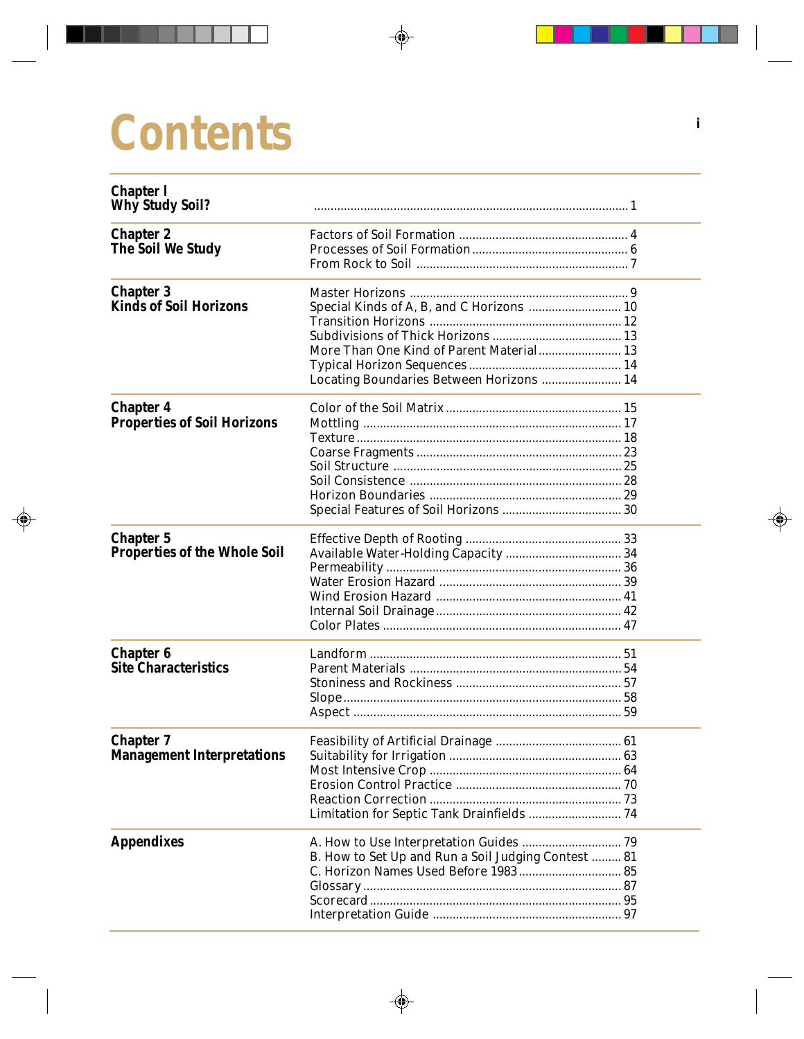# Contents

| | | |
|---|---|---|
| **Chapter l**<br>**Why Study Soil?** | | 1 |
| **Chapter 2**<br>**The Soil We Study** | Factors of Soil Formation | 4 |
| | Processes of Soil Formation | 6 |
| | From Rock to Soil | 7 |
| **Chapter 3**<br>**Kinds of Soil Horizons** | Master Horizons | 9 |
| | Special Kinds of A, B, and C Horizons | 10 |
| | Transition Horizons | 12 |
| | Subdivisions of Thick Horizons | 13 |
| | More Than One Kind of Parent Material | 13 |
| | Typical Horizon Sequences | 14 |
| | Locating Boundaries Between Horizons | 14 |
| **Chapter 4**<br>**Properties of Soil Horizons** | Color of the Soil Matrix | 15 |
| | Mottling | 17 |
| | Texture | 18 |
| | Coarse Fragments | 23 |
| | Soil Structure | 25 |
| | Soil Consistence | 28 |
| | Horizon Boundaries | 29 |
| | Special Features of Soil Horizons | 30 |
| **Chapter 5**<br>**Properties of the Whole Soil** | Effective Depth of Rooting | 33 |
| | Available Water-Holding Capacity | 34 |
| | Permeability | 36 |
| | Water Erosion Hazard | 39 |
| | Wind Erosion Hazard | 41 |
| | Internal Soil Drainage | 42 |
| | Color Plates | 47 |
| **Chapter 6**<br>**Site Characteristics** | Landform | 51 |
| | Parent Materials | 54 |
| | Stoniness and Rockiness | 57 |
| | Slope | 58 |
| | Aspect | 59 |
| **Chapter 7**<br>**Management Interpretations** | Feasibility of Artificial Drainage | 61 |
| | Suitability for Irrigation | 63 |
| | Most Intensive Crop | 64 |
| | Erosion Control Practice | 70 |
| | Reaction Correction | 73 |
| | Limitation for Septic Tank Drainfields | 74 |
| **Appendixes** | A. How to Use Interpretation Guides | 79 |
| | B. How to Set Up and Run a Soil Judging Contest | 81 |
| | C. Horizon Names Used Before 1983 | 85 |
| | Glossary | 87 |
| | Scorecard | 95 |
| | Interpretation Guide | 97 |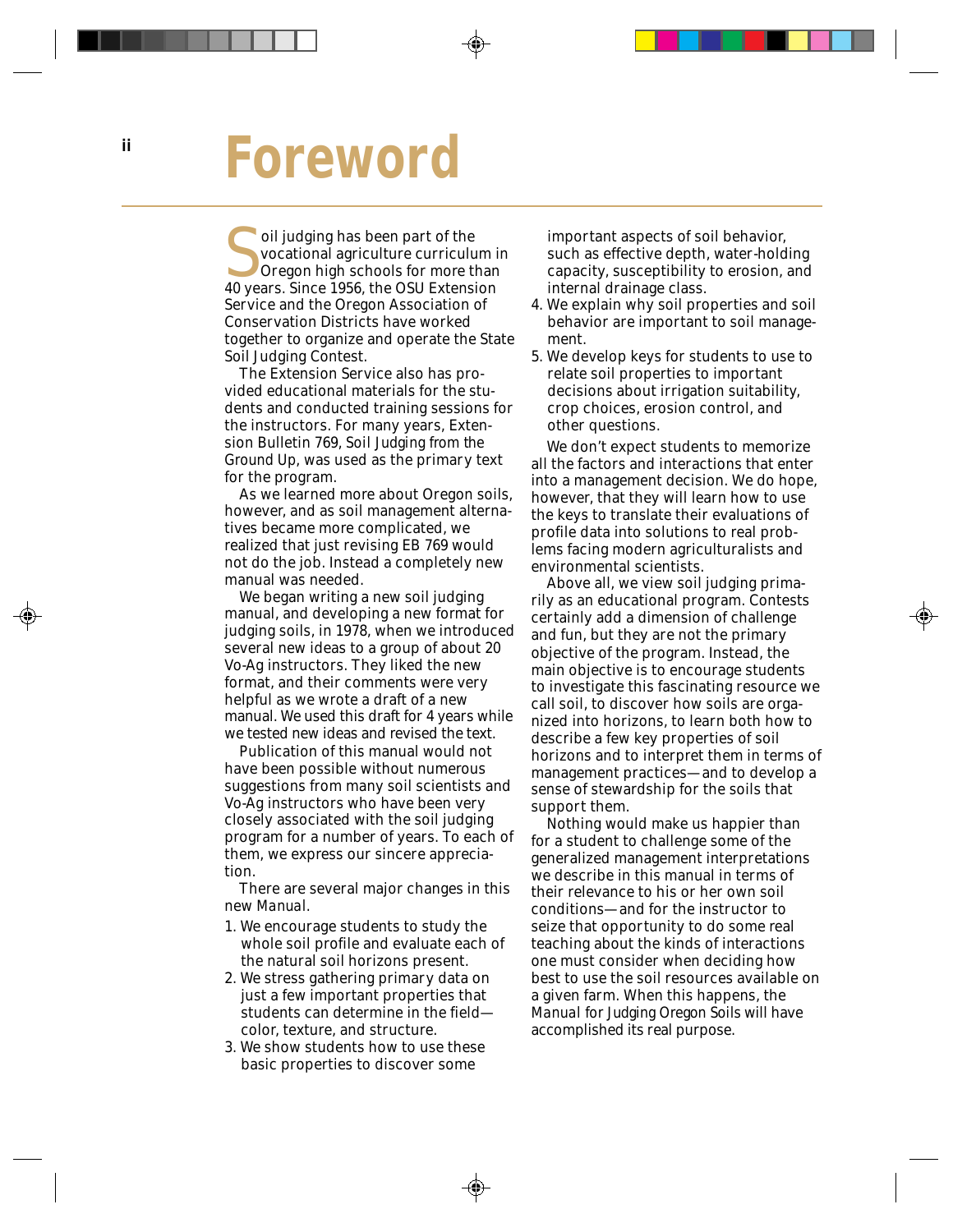# Foreword

Soil judging has been part of the vocational agriculture curriculum in Oregon high schools for more than 40 years. Since 1956, the OSU Extension Service and the Oregon Association of Conservation Districts have worked together to organize and operate the State Soil Judging Contest.

The Extension Service also has provided educational materials for the students and conducted training sessions for the instructors. For many years, Extension Bulletin 769, *Soil Judging from the Ground Up*, was used as the primary text for the program.

As we learned more about Oregon soils, however, and as soil management alternatives became more complicated, we realized that just revising EB 769 would not do the job. Instead a completely new manual was needed.

We began writing a new soil judging manual, and developing a new format for judging soils, in 1978, when we introduced several new ideas to a group of about 20 Vo-Ag instructors. They liked the new format, and their comments were very helpful as we wrote a draft of a new manual. We used this draft for 4 years while we tested new ideas and revised the text.

Publication of this manual would not have been possible without numerous suggestions from many soil scientists and Vo-Ag instructors who have been very closely associated with the soil judging program for a number of years. To each of them, we express our sincere appreciation.

There are several major changes in this new *Manual*.

1. We encourage students to study the whole soil profile and evaluate each of the natural soil horizons present.
2. We stress gathering primary data on just a few important properties that students can determine in the field—color, texture, and structure.
3. We show students how to use these basic properties to discover some important aspects of soil behavior, such as effective depth, water-holding capacity, susceptibility to erosion, and internal drainage class.
4. We explain why soil properties and soil behavior are important to soil management.
5. We develop keys for students to use to relate soil properties to important decisions about irrigation suitability, crop choices, erosion control, and other questions.

We don't expect students to memorize all the factors and interactions that enter into a management decision. We do hope, however, that they will learn how to use the keys to translate their evaluations of profile data into solutions to real problems facing modern agriculturalists and environmental scientists.

Above all, we view soil judging primarily as an educational program. Contests certainly add a dimension of challenge and fun, but they are not the primary objective of the program. Instead, the main objective is to encourage students to investigate this fascinating resource we call soil, to discover how soils are organized into horizons, to learn both how to describe a few key properties of soil horizons and to interpret them in terms of management practices—and to develop a sense of stewardship for the soils that support them.

Nothing would make us happier than for a student to challenge some of the generalized management interpretations we describe in this manual in terms of their relevance to his or her own soil conditions—and for the instructor to seize that opportunity to do some real teaching about the kinds of interactions one must consider when deciding how best to use the soil resources available on a given farm. When this happens, the *Manual for Judging Oregon Soils* will have accomplished its real purpose.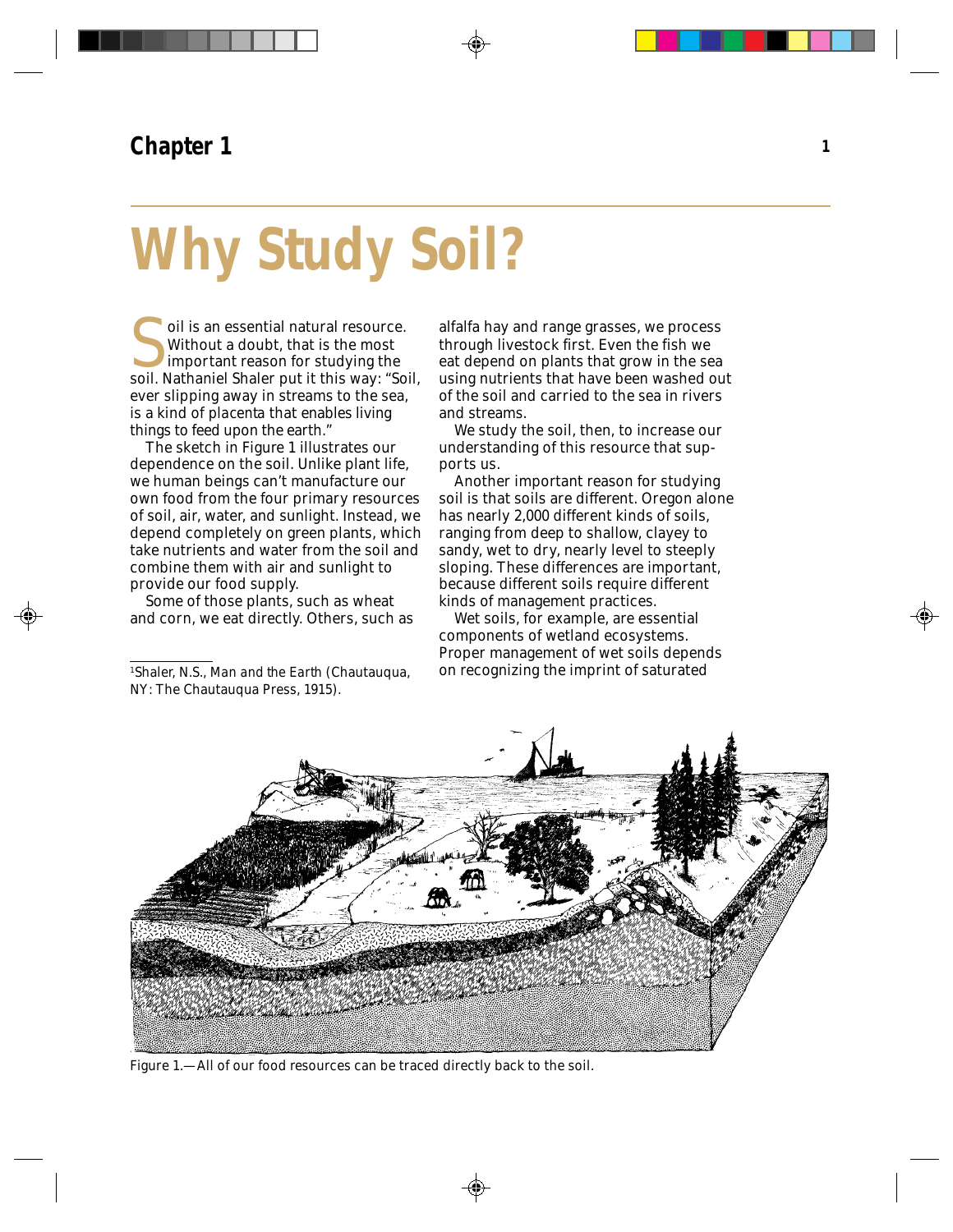## Chapter 1

# Why Study Soil?

Soil is an essential natural resource. Without a doubt, that is the most important reason for studying the soil. Nathaniel Shaler put it this way: "Soil, ever slipping away in streams to the sea, is a kind of placenta that enables living things to feed upon the earth."

The sketch in Figure 1 illustrates our dependence on the soil. Unlike plant life, we human beings can't manufacture our own food from the four primary resources of soil, air, water, and sunlight. Instead, we depend completely on green plants, which take nutrients and water from the soil and combine them with air and sunlight to provide our food supply.

Some of those plants, such as wheat and corn, we eat directly. Others, such as alfalfa hay and range grasses, we process through livestock first. Even the fish we eat depend on plants that grow in the sea using nutrients that have been washed out of the soil and carried to the sea in rivers and streams.

We study the soil, then, to increase our understanding of this resource that supports us.

Another important reason for studying soil is that soils are different. Oregon alone has nearly 2,000 different kinds of soils, ranging from deep to shallow, clayey to sandy, wet to dry, nearly level to steeply sloping. These differences are important, because different soils require different kinds of management practices.

Wet soils, for example, are essential components of wetland ecosystems. Proper management of wet soils depends on recognizing the imprint of saturated

[1]Shaler, N.S., *Man and the Earth* (Chautauqua, NY: The Chautauqua Press, 1915).

Figure 1.—All of our food resources can be traced directly back to the soil.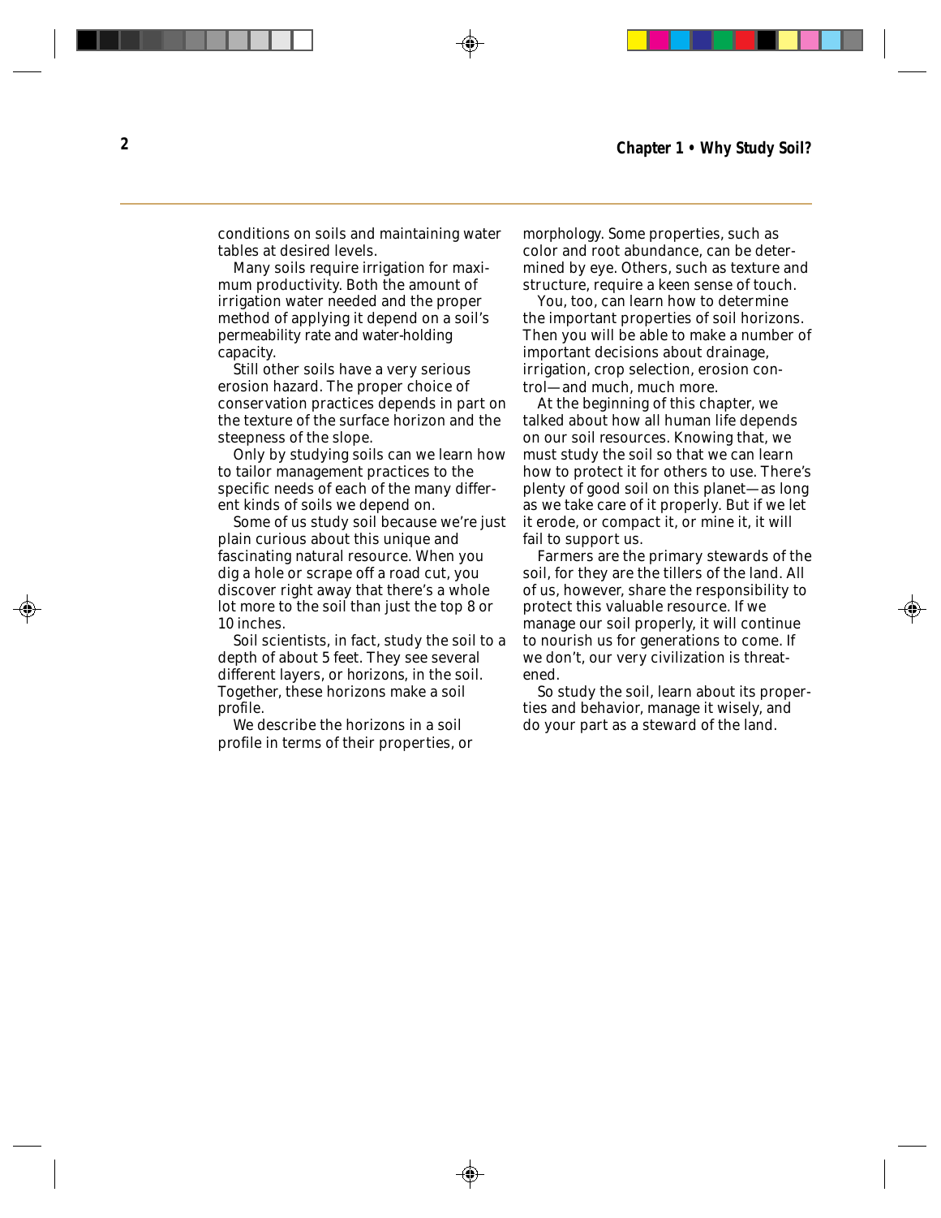conditions on soils and maintaining water tables at desired levels.

Many soils require irrigation for maximum productivity. Both the amount of irrigation water needed and the proper method of applying it depend on a soil's permeability rate and water-holding capacity.

Still other soils have a very serious erosion hazard. The proper choice of conservation practices depends in part on the texture of the surface horizon and the steepness of the slope.

Only by studying soils can we learn how to tailor management practices to the specific needs of each of the many different kinds of soils we depend on.

Some of us study soil because we're just plain curious about this unique and fascinating natural resource. When you dig a hole or scrape off a road cut, you discover right away that there's a whole lot more to the soil than just the top 8 or 10 inches.

Soil scientists, in fact, study the soil to a depth of about 5 feet. They see several different layers, or horizons, in the soil. Together, these horizons make a soil profile.

We describe the horizons in a soil profile in terms of their properties, or morphology. Some properties, such as color and root abundance, can be determined by eye. Others, such as texture and structure, require a keen sense of touch.

You, too, can learn how to determine the important properties of soil horizons. Then you will be able to make a number of important decisions about drainage, irrigation, crop selection, erosion control—and much, much more.

At the beginning of this chapter, we talked about how all human life depends on our soil resources. Knowing that, we must study the soil so that we can learn how to protect it for others to use. There's plenty of good soil on this planet—as long as we take care of it properly. But if we let it erode, or compact it, or mine it, it will fail to support us.

Farmers are the primary stewards of the soil, for they are the tillers of the land. All of us, however, share the responsibility to protect this valuable resource. If we manage our soil properly, it will continue to nourish us for generations to come. If we don't, our very civilization is threatened.

So study the soil, learn about its properties and behavior, manage it wisely, and do your part as a steward of the land.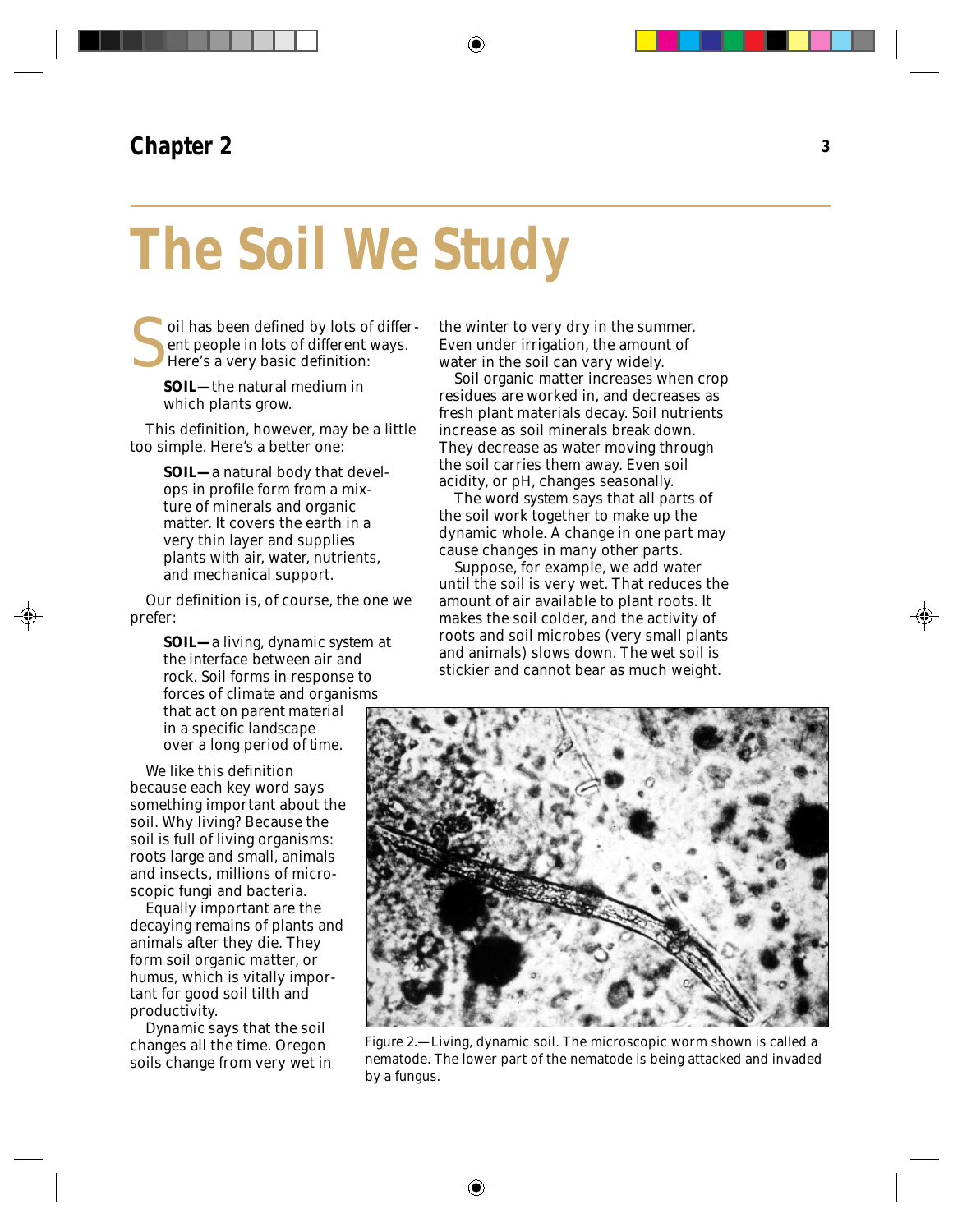## Chapter 2

# The Soil We Study

Soil has been defined by lots of different people in lots of different ways. Here's a very basic definition:

> **SOIL—**the natural medium in which plants grow.

This definition, however, may be a little too simple. Here's a better one:

> **SOIL—**a natural body that develops in profile form from a mixture of minerals and organic matter. It covers the earth in a very thin layer and supplies plants with air, water, nutrients, and mechanical support.

Our definition is, of course, the one we prefer:

> **SOIL—**a living, dynamic system at the interface between air and rock. Soil forms in response to forces of climate and organisms that act on parent material in a specific landscape over a long period of time.

We like this definition because each key word says something important about the soil. Why living? Because the soil is full of living organisms: roots large and small, animals and insects, millions of microscopic fungi and bacteria.

Equally important are the decaying remains of plants and animals after they die. They form soil organic matter, or humus, which is vitally important for good soil tilth and productivity.

Dynamic says that the soil changes all the time. Oregon soils change from very wet in the winter to very dry in the summer. Even under irrigation, the amount of water in the soil can vary widely.

Soil organic matter increases when crop residues are worked in, and decreases as fresh plant materials decay. Soil nutrients increase as soil minerals break down. They decrease as water moving through the soil carries them away. Even soil acidity, or pH, changes seasonally.

The word system says that all parts of the soil work together to make up the dynamic whole. A change in one part may cause changes in many other parts.

Suppose, for example, we add water until the soil is very wet. That reduces the amount of air available to plant roots. It makes the soil colder, and the activity of roots and soil microbes (very small plants and animals) slows down. The wet soil is stickier and cannot bear as much weight.

Figure 2.—Living, dynamic soil. The microscopic worm shown is called a nematode. The lower part of the nematode is being attacked and invaded by a fungus.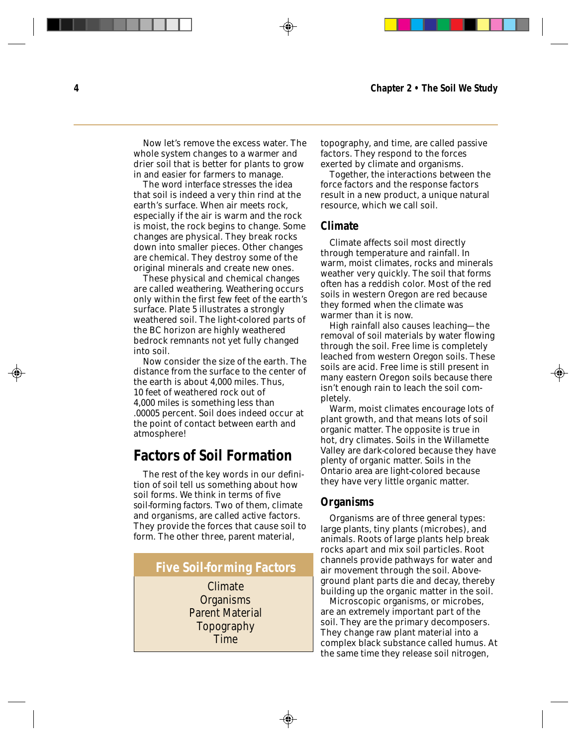Now let's remove the excess water. The whole system changes to a warmer and drier soil that is better for plants to grow in and easier for farmers to manage.

The word interface stresses the idea that soil is indeed a very thin rind at the earth's surface. When air meets rock, especially if the air is warm and the rock is moist, the rock begins to change. Some changes are physical. They break rocks down into smaller pieces. Other changes are chemical. They destroy some of the original minerals and create new ones.

These physical and chemical changes are called weathering. Weathering occurs only within the first few feet of the earth's surface. Plate 5 illustrates a strongly weathered soil. The light-colored parts of the BC horizon are highly weathered bedrock remnants not yet fully changed into soil.

Now consider the size of the earth. The distance from the surface to the center of the earth is about 4,000 miles. Thus, 10 feet of weathered rock out of 4,000 miles is something less than .00005 percent. Soil does indeed occur at the point of contact between earth and atmosphere!

## Factors of Soil Formation

The rest of the key words in our definition of soil tell us something about how soil forms. We think in terms of five soil-forming factors. Two of them, climate and organisms, are called active factors. They provide the forces that cause soil to form. The other three, parent material, topography, and time, are called passive factors. They respond to the forces exerted by climate and organisms.

Together, the interactions between the force factors and the response factors result in a new product, a unique natural resource, which we call soil.

| Five Soil-forming Factors |
| --- |
| Climate |
| Organisms |
| Parent Material |
| Topography |
| Time |

### Climate

Climate affects soil most directly through temperature and rainfall. In warm, moist climates, rocks and minerals weather very quickly. The soil that forms often has a reddish color. Most of the red soils in western Oregon are red because they formed when the climate was warmer than it is now.

High rainfall also causes leaching—the removal of soil materials by water flowing through the soil. Free lime is completely leached from western Oregon soils. These soils are acid. Free lime is still present in many eastern Oregon soils because there isn't enough rain to leach the soil completely.

Warm, moist climates encourage lots of plant growth, and that means lots of soil organic matter. The opposite is true in hot, dry climates. Soils in the Willamette Valley are dark-colored because they have plenty of organic matter. Soils in the Ontario area are light-colored because they have very little organic matter.

### Organisms

Organisms are of three general types: large plants, tiny plants (microbes), and animals. Roots of large plants help break rocks apart and mix soil particles. Root channels provide pathways for water and air movement through the soil. Above-ground plant parts die and decay, thereby building up the organic matter in the soil.

Microscopic organisms, or microbes, are an extremely important part of the soil. They are the primary decomposers. They change raw plant material into a complex black substance called humus. At the same time they release soil nitrogen,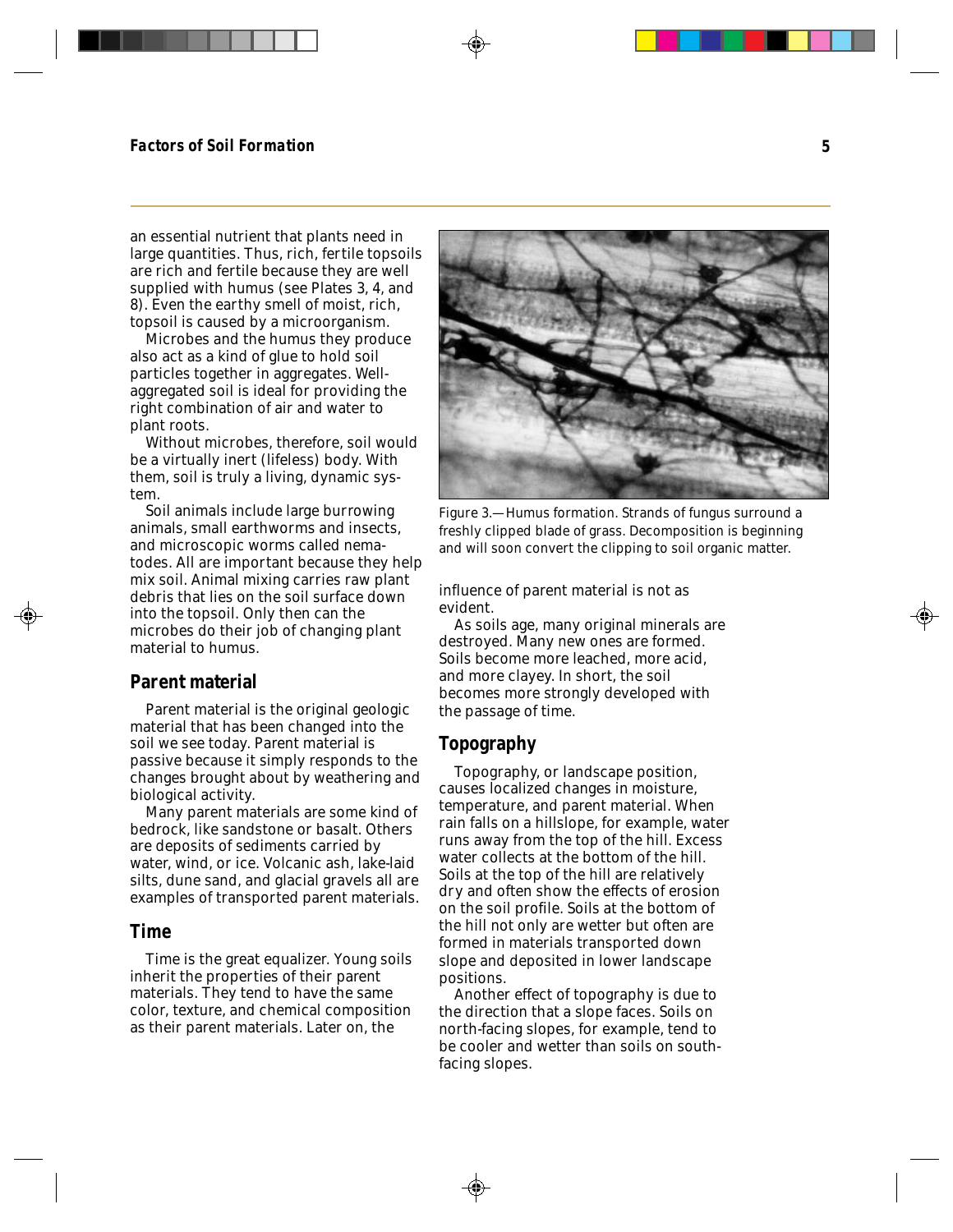an essential nutrient that plants need in large quantities. Thus, rich, fertile topsoils are rich and fertile because they are well supplied with humus (see Plates 3, 4, and 8). Even the earthy smell of moist, rich, topsoil is caused by a microorganism.

Microbes and the humus they produce also act as a kind of glue to hold soil particles together in aggregates. Well-aggregated soil is ideal for providing the right combination of air and water to plant roots.

Without microbes, therefore, soil would be a virtually inert (lifeless) body. With them, soil is truly a living, dynamic system.

Soil animals include large burrowing animals, small earthworms and insects, and microscopic worms called nematodes. All are important because they help mix soil. Animal mixing carries raw plant debris that lies on the soil surface down into the topsoil. Only then can the microbes do their job of changing plant material to humus.

## Parent material

Parent material is the original geologic material that has been changed into the soil we see today. Parent material is passive because it simply responds to the changes brought about by weathering and biological activity.

Many parent materials are some kind of bedrock, like sandstone or basalt. Others are deposits of sediments carried by water, wind, or ice. Volcanic ash, lake-laid silts, dune sand, and glacial gravels all are examples of transported parent materials.

## Time

Time is the great equalizer. Young soils inherit the properties of their parent materials. They tend to have the same color, texture, and chemical composition as their parent materials. Later on, the influence of parent material is not as evident.

As soils age, many original minerals are destroyed. Many new ones are formed. Soils become more leached, more acid, and more clayey. In short, the soil becomes more strongly developed with the passage of time.

Figure 3.—Humus formation. Strands of fungus surround a freshly clipped blade of grass. Decomposition is beginning and will soon convert the clipping to soil organic matter.

## Topography

Topography, or landscape position, causes localized changes in moisture, temperature, and parent material. When rain falls on a hillslope, for example, water runs away from the top of the hill. Excess water collects at the bottom of the hill. Soils at the top of the hill are relatively dry and often show the effects of erosion on the soil profile. Soils at the bottom of the hill not only are wetter but often are formed in materials transported down slope and deposited in lower landscape positions.

Another effect of topography is due to the direction that a slope faces. Soils on north-facing slopes, for example, tend to be cooler and wetter than soils on south-facing slopes.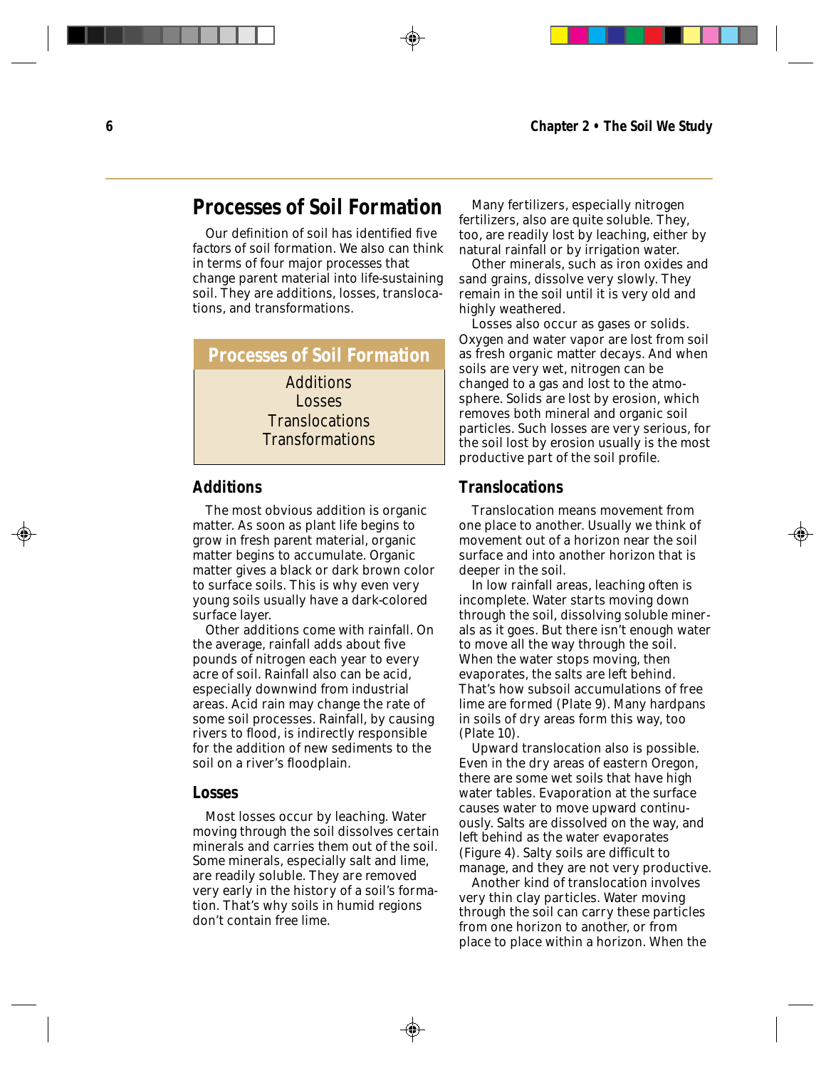## Processes of Soil Formation

Our definition of soil has identified five *factors* of soil formation. We also can think in terms of four major processes that change parent material into life-sustaining soil. They are additions, losses, translocations, and transformations.

| Processes of Soil Formation |
| --- |
| Additions |
| Losses |
| Translocations |
| Transformations |

### Additions

The most obvious addition is organic matter. As soon as plant life begins to grow in fresh parent material, organic matter begins to accumulate. Organic matter gives a black or dark brown color to surface soils. This is why even very young soils usually have a dark-colored surface layer.

Other additions come with rainfall. On the average, rainfall adds about five pounds of nitrogen each year to every acre of soil. Rainfall also can be acid, especially downwind from industrial areas. Acid rain may change the rate of some soil processes. Rainfall, by causing rivers to flood, is indirectly responsible for the addition of new sediments to the soil on a river's floodplain.

### Losses

Most losses occur by leaching. Water moving through the soil dissolves certain minerals and carries them out of the soil. Some minerals, especially salt and lime, are readily soluble. They are removed very early in the history of a soil's formation. That's why soils in humid regions don't contain free lime.

Many fertilizers, especially nitrogen fertilizers, also are quite soluble. They, too, are readily lost by leaching, either by natural rainfall or by irrigation water.

Other minerals, such as iron oxides and sand grains, dissolve very slowly. They remain in the soil until it is very old and highly weathered.

Losses also occur as gases or solids. Oxygen and water vapor are lost from soil as fresh organic matter decays. And when soils are very wet, nitrogen can be changed to a gas and lost to the atmosphere. Solids are lost by erosion, which removes both mineral and organic soil particles. Such losses are very serious, for the soil lost by erosion usually is the most productive part of the soil profile.

### Translocations

Translocation means movement from one place to another. Usually we think of movement out of a horizon near the soil surface and into another horizon that is deeper in the soil.

In low rainfall areas, leaching often is incomplete. Water starts moving down through the soil, dissolving soluble minerals as it goes. But there isn't enough water to move all the way through the soil. When the water stops moving, then evaporates, the salts are left behind. That's how subsoil accumulations of free lime are formed (Plate 9). Many hardpans in soils of dry areas form this way, too (Plate 10).

Upward translocation also is possible. Even in the dry areas of eastern Oregon, there are some wet soils that have high water tables. Evaporation at the surface causes water to move upward continuously. Salts are dissolved on the way, and left behind as the water evaporates (Figure 4). Salty soils are difficult to manage, and they are not very productive.

Another kind of translocation involves very thin clay particles. Water moving through the soil can carry these particles from one horizon to another, or from place to place within a horizon. When the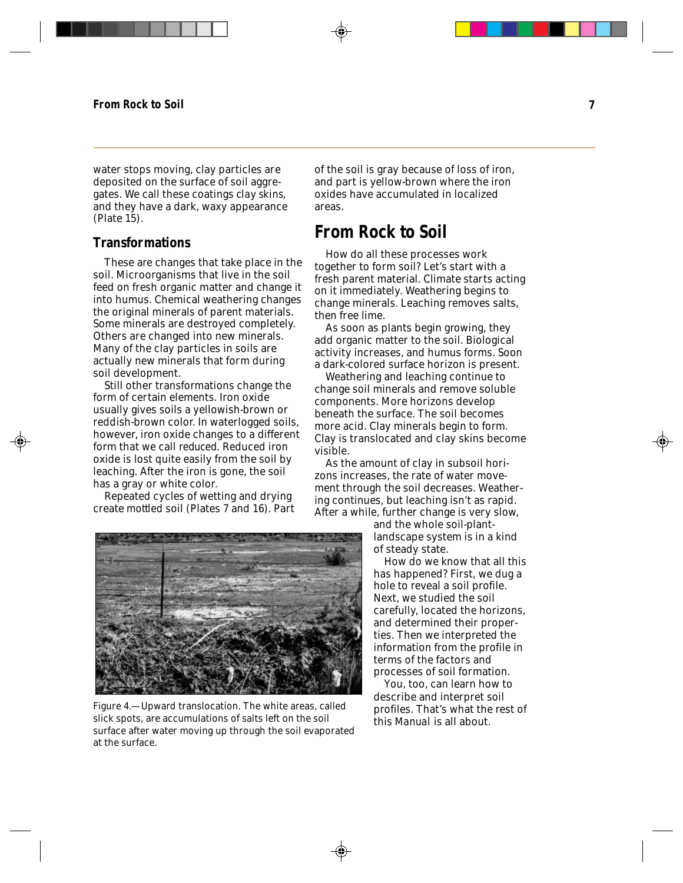water stops moving, clay particles are deposited on the surface of soil aggregates. We call these coatings clay skins, and they have a dark, waxy appearance (Plate 15).

### Transformations

These are changes that take place in the soil. Microorganisms that live in the soil feed on fresh organic matter and change it into humus. Chemical weathering changes the original minerals of parent materials. Some minerals are destroyed completely. Others are changed into new minerals. Many of the clay particles in soils are actually new minerals that form during soil development.

Still other transformations change the form of certain elements. Iron oxide usually gives soils a yellowish-brown or reddish-brown color. In waterlogged soils, however, iron oxide changes to a different form that we call reduced. Reduced iron oxide is lost quite easily from the soil by leaching. After the iron is gone, the soil has a gray or white color.

Repeated cycles of wetting and drying create mottled soil (Plates 7 and 16). Part of the soil is gray because of loss of iron, and part is yellow-brown where the iron oxides have accumulated in localized areas.

Figure 4.—Upward translocation. The white areas, called slick spots, are accumulations of salts left on the soil surface after water moving up through the soil evaporated at the surface.

## From Rock to Soil

How do all these processes work together to form soil? Let's start with a fresh parent material. Climate starts acting on it immediately. Weathering begins to change minerals. Leaching removes salts, then free lime.

As soon as plants begin growing, they add organic matter to the soil. Biological activity increases, and humus forms. Soon a dark-colored surface horizon is present.

Weathering and leaching continue to change soil minerals and remove soluble components. More horizons develop beneath the surface. The soil becomes more acid. Clay minerals begin to form. Clay is translocated and clay skins become visible.

As the amount of clay in subsoil horizons increases, the rate of water movement through the soil decreases. Weathering continues, but leaching isn't as rapid. After a while, further change is very slow, and the whole soil-plant-landscape system is in a kind of steady state.

How do we know that all this has happened? First, we dug a hole to reveal a soil profile. Next, we studied the soil carefully, located the horizons, and determined their properties. Then we interpreted the information from the profile in terms of the factors and processes of soil formation.

You, too, can learn how to describe and interpret soil profiles. That's what the rest of this *Manual* is all about.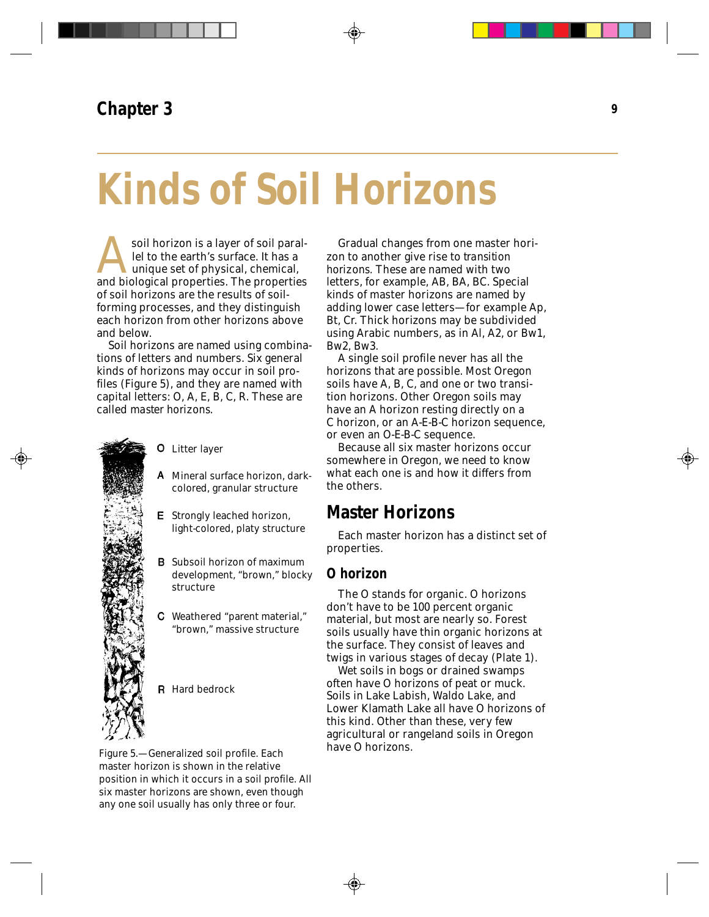## Chapter 3

# Kinds of Soil Horizons

A soil horizon is a layer of soil parallel to the earth's surface. It has a unique set of physical, chemical, and biological properties. The properties of soil horizons are the results of soil-forming processes, and they distinguish each horizon from other horizons above and below.

Soil horizons are named using combinations of letters and numbers. Six general kinds of horizons may occur in soil profiles (Figure 5), and they are named with capital letters: O, A, E, B, C, R. These are called master horizons.

**O** Litter layer

**A** Mineral surface horizon, dark-colored, granular structure

**E** Strongly leached horizon, light-colored, platy structure

**B** Subsoil horizon of maximum development, "brown," blocky structure

**C** Weathered "parent material," "brown," massive structure

**R** Hard bedrock

Figure 5.—Generalized soil profile. Each master horizon is shown in the relative position in which it occurs in a soil profile. All six master horizons are shown, even though any one soil usually has only three or four.

Gradual changes from one master horizon to another give rise to transition horizons. These are named with two letters, for example, AB, BA, BC. Special kinds of master horizons are named by adding lower case letters—for example Ap, Bt, Cr. Thick horizons may be subdivided using Arabic numbers, as in Al, A2, or Bw1, Bw2, Bw3.

A single soil profile never has all the horizons that are possible. Most Oregon soils have A, B, C, and one or two transition horizons. Other Oregon soils may have an A horizon resting directly on a C horizon, or an A-E-B-C horizon sequence, or even an O-E-B-C sequence.

Because all six master horizons occur somewhere in Oregon, we need to know what each one is and how it differs from the others.

## Master Horizons

Each master horizon has a distinct set of properties.

### O horizon

The O stands for organic. O horizons don't have to be 100 percent organic material, but most are nearly so. Forest soils usually have thin organic horizons at the surface. They consist of leaves and twigs in various stages of decay (Plate 1).

Wet soils in bogs or drained swamps often have O horizons of peat or muck. Soils in Lake Labish, Waldo Lake, and Lower Klamath Lake all have O horizons of this kind. Other than these, very few agricultural or rangeland soils in Oregon have O horizons.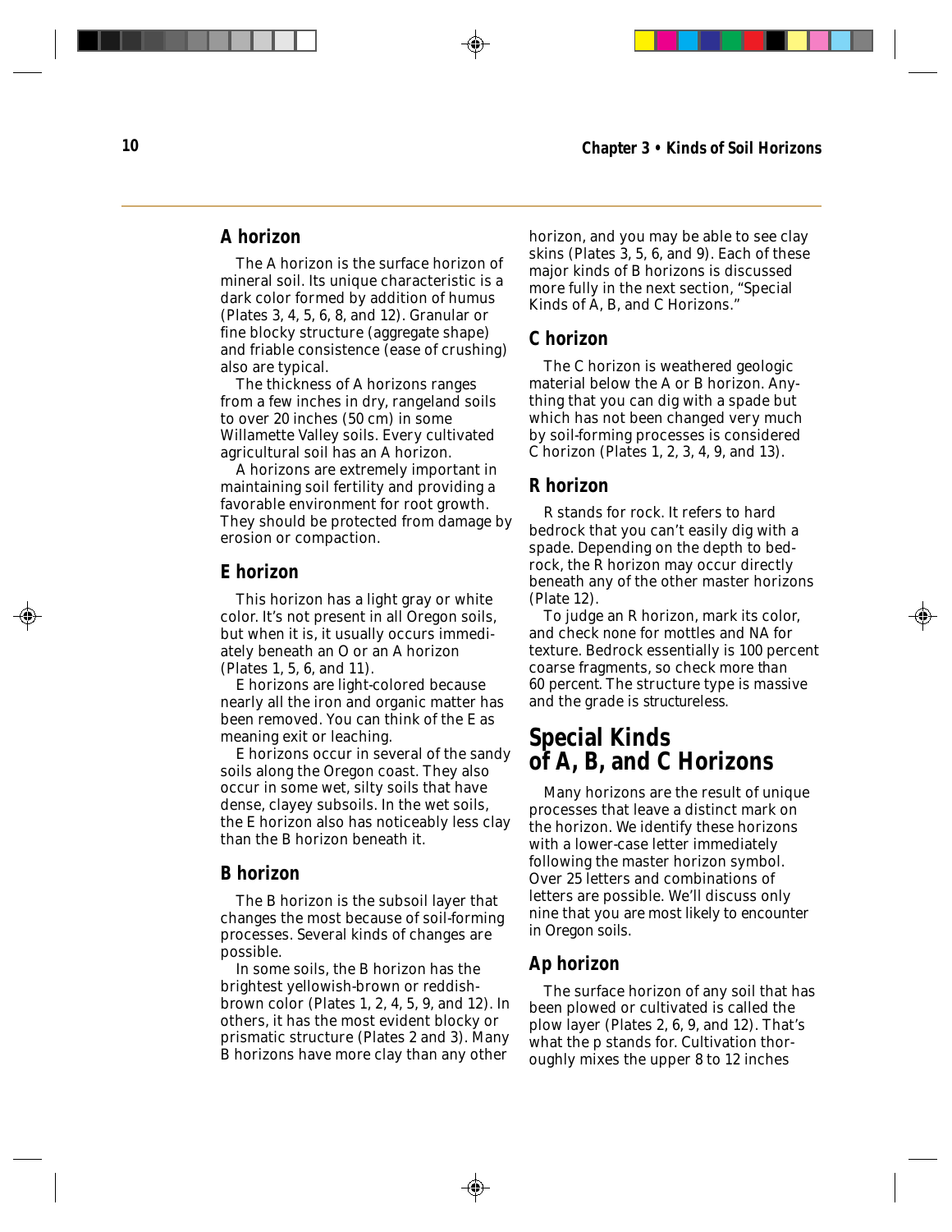## A horizon

The A horizon is the surface horizon of mineral soil. Its unique characteristic is a dark color formed by addition of humus (Plates 3, 4, 5, 6, 8, and 12). Granular or fine blocky structure (aggregate shape) and friable consistence (ease of crushing) also are typical.

The thickness of A horizons ranges from a few inches in dry, rangeland soils to over 20 inches (50 cm) in some Willamette Valley soils. Every cultivated agricultural soil has an A horizon.

A horizons are extremely important in maintaining soil fertility and providing a favorable environment for root growth. They should be protected from damage by erosion or compaction.

## E horizon

This horizon has a light gray or white color. It's not present in all Oregon soils, but when it is, it usually occurs immediately beneath an O or an A horizon (Plates 1, 5, 6, and 11).

E horizons are light-colored because nearly all the iron and organic matter has been removed. You can think of the E as meaning exit or leaching.

E horizons occur in several of the sandy soils along the Oregon coast. They also occur in some wet, silty soils that have dense, clayey subsoils. In the wet soils, the E horizon also has noticeably less clay than the B horizon beneath it.

## B horizon

The B horizon is the subsoil layer that changes the most because of soil-forming processes. Several kinds of changes are possible.

In some soils, the B horizon has the brightest yellowish-brown or reddish-brown color (Plates 1, 2, 4, 5, 9, and 12). In others, it has the most evident blocky or prismatic structure (Plates 2 and 3). Many B horizons have more clay than any other horizon, and you may be able to see clay skins (Plates 3, 5, 6, and 9). Each of these major kinds of B horizons is discussed more fully in the next section, "Special Kinds of A, B, and C Horizons."

## C horizon

The C horizon is weathered geologic material below the A or B horizon. Anything that you can dig with a spade but which has not been changed very much by soil-forming processes is considered C horizon (Plates 1, 2, 3, 4, 9, and 13).

## R horizon

R stands for rock. It refers to hard bedrock that you can't easily dig with a spade. Depending on the depth to bedrock, the R horizon may occur directly beneath any of the other master horizons (Plate 12).

To judge an R horizon, mark its color, and check none for mottles and NA for texture. Bedrock essentially is 100 percent coarse fragments, so check more than 60 percent. The structure type is massive and the grade is structureless.

# Special Kinds of A, B, and C Horizons

Many horizons are the result of unique processes that leave a distinct mark on the horizon. We identify these horizons with a lower-case letter immediately following the master horizon symbol. Over 25 letters and combinations of letters are possible. We'll discuss only nine that you are most likely to encounter in Oregon soils.

## Ap horizon

The surface horizon of any soil that has been plowed or cultivated is called the plow layer (Plates 2, 6, 9, and 12). That's what the p stands for. Cultivation thoroughly mixes the upper 8 to 12 inches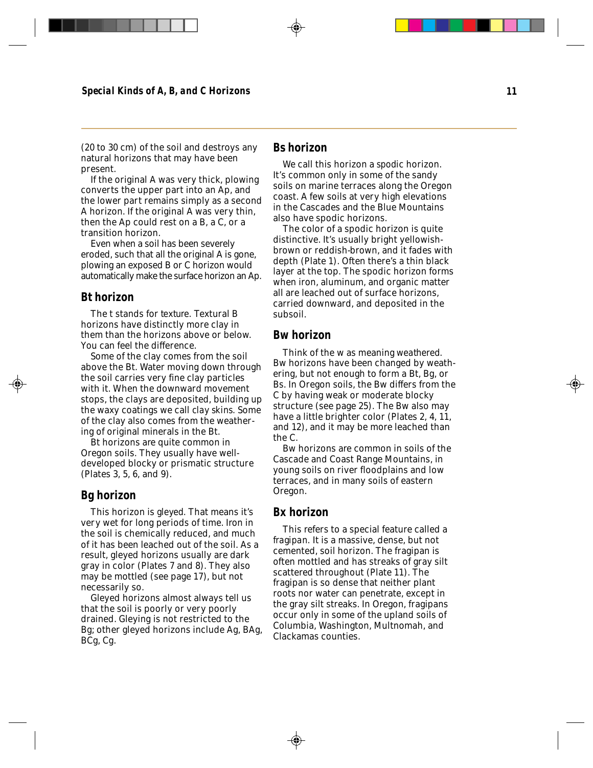(20 to 30 cm) of the soil and destroys any natural horizons that may have been present.

If the original A was very thick, plowing converts the upper part into an Ap, and the lower part remains simply as a second A horizon. If the original A was very thin, then the Ap could rest on a B, a C, or a transition horizon.

Even when a soil has been severely eroded, such that all the original A is gone, plowing an exposed B or C horizon would automatically make the surface horizon an Ap.

## Bt horizon

The t stands for texture. Textural B horizons have distinctly more clay in them than the horizons above or below. You can feel the difference.

Some of the clay comes from the soil above the Bt. Water moving down through the soil carries very fine clay particles with it. When the downward movement stops, the clays are deposited, building up the waxy coatings we call clay skins. Some of the clay also comes from the weathering of original minerals in the Bt.

Bt horizons are quite common in Oregon soils. They usually have well-developed blocky or prismatic structure (Plates 3, 5, 6, and 9).

## Bg horizon

This horizon is gleyed. That means it's very wet for long periods of time. Iron in the soil is chemically reduced, and much of it has been leached out of the soil. As a result, gleyed horizons usually are dark gray in color (Plates 7 and 8). They also may be mottled (see page 17), but not necessarily so.

Gleyed horizons almost always tell us that the soil is poorly or very poorly drained. Gleying is not restricted to the Bg; other gleyed horizons include Ag, BAg, BCg, Cg.

## Bs horizon

We call this horizon a spodic horizon. It's common only in some of the sandy soils on marine terraces along the Oregon coast. A few soils at very high elevations in the Cascades and the Blue Mountains also have spodic horizons.

The color of a spodic horizon is quite distinctive. It's usually bright yellowish-brown or reddish-brown, and it fades with depth (Plate 1). Often there's a thin black layer at the top. The spodic horizon forms when iron, aluminum, and organic matter all are leached out of surface horizons, carried downward, and deposited in the subsoil.

## Bw horizon

Think of the w as meaning weathered. Bw horizons have been changed by weathering, but not enough to form a Bt, Bg, or Bs. In Oregon soils, the Bw differs from the C by having weak or moderate blocky structure (see page 25). The Bw also may have a little brighter color (Plates 2, 4, 11, and 12), and it may be more leached than the C.

Bw horizons are common in soils of the Cascade and Coast Range Mountains, in young soils on river floodplains and low terraces, and in many soils of eastern Oregon.

## Bx horizon

This refers to a special feature called a fragipan. It is a massive, dense, but not cemented, soil horizon. The fragipan is often mottled and has streaks of gray silt scattered throughout (Plate 11). The fragipan is so dense that neither plant roots nor water can penetrate, except in the gray silt streaks. In Oregon, fragipans occur only in some of the upland soils of Columbia, Washington, Multnomah, and Clackamas counties.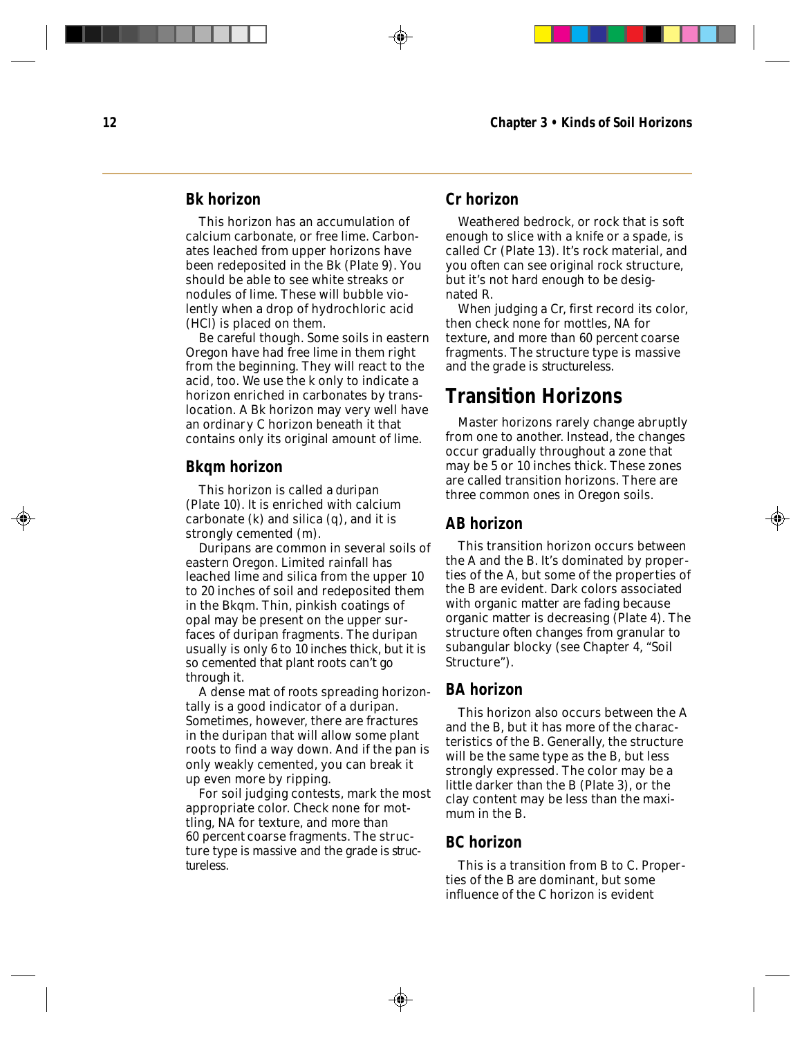### Bk horizon

This horizon has an accumulation of calcium carbonate, or free lime. Carbonates leached from upper horizons have been redeposited in the Bk (Plate 9). You should be able to see white streaks or nodules of lime. These will bubble violently when a drop of hydrochloric acid (HCl) is placed on them.

Be careful though. Some soils in eastern Oregon have had free lime in them right from the beginning. They will react to the acid, too. We use the k only to indicate a horizon enriched in carbonates by translocation. A Bk horizon may very well have an ordinary C horizon beneath it that contains only its original amount of lime.

### Bkqm horizon

This horizon is called a duripan (Plate 10). It is enriched with calcium carbonate (k) and silica (q), and it is strongly cemented (m).

Duripans are common in several soils of eastern Oregon. Limited rainfall has leached lime and silica from the upper 10 to 20 inches of soil and redeposited them in the Bkqm. Thin, pinkish coatings of opal may be present on the upper surfaces of duripan fragments. The duripan usually is only 6 to 10 inches thick, but it is so cemented that plant roots can't go through it.

A dense mat of roots spreading horizontally is a good indicator of a duripan. Sometimes, however, there are fractures in the duripan that will allow some plant roots to find a way down. And if the pan is only weakly cemented, you can break it up even more by ripping.

For soil judging contests, mark the most appropriate color. Check none for mottling, NA for texture, and more than 60 percent coarse fragments. The structure type is massive and the grade is structureless.

### Cr horizon

Weathered bedrock, or rock that is soft enough to slice with a knife or a spade, is called Cr (Plate 13). It's rock material, and you often can see original rock structure, but it's not hard enough to be designated R.

When judging a Cr, first record its color, then check none for mottles, NA for texture, and more than 60 percent coarse fragments. The structure type is massive and the grade is structureless.

## Transition Horizons

Master horizons rarely change abruptly from one to another. Instead, the changes occur gradually throughout a zone that may be 5 or 10 inches thick. These zones are called transition horizons. There are three common ones in Oregon soils.

### AB horizon

This transition horizon occurs between the A and the B. It's dominated by properties of the A, but some of the properties of the B are evident. Dark colors associated with organic matter are fading because organic matter is decreasing (Plate 4). The structure often changes from granular to subangular blocky (see Chapter 4, "Soil Structure").

### BA horizon

This horizon also occurs between the A and the B, but it has more of the characteristics of the B. Generally, the structure will be the same type as the B, but less strongly expressed. The color may be a little darker than the B (Plate 3), or the clay content may be less than the maximum in the B.

### BC horizon

This is a transition from B to C. Properties of the B are dominant, but some influence of the C horizon is evident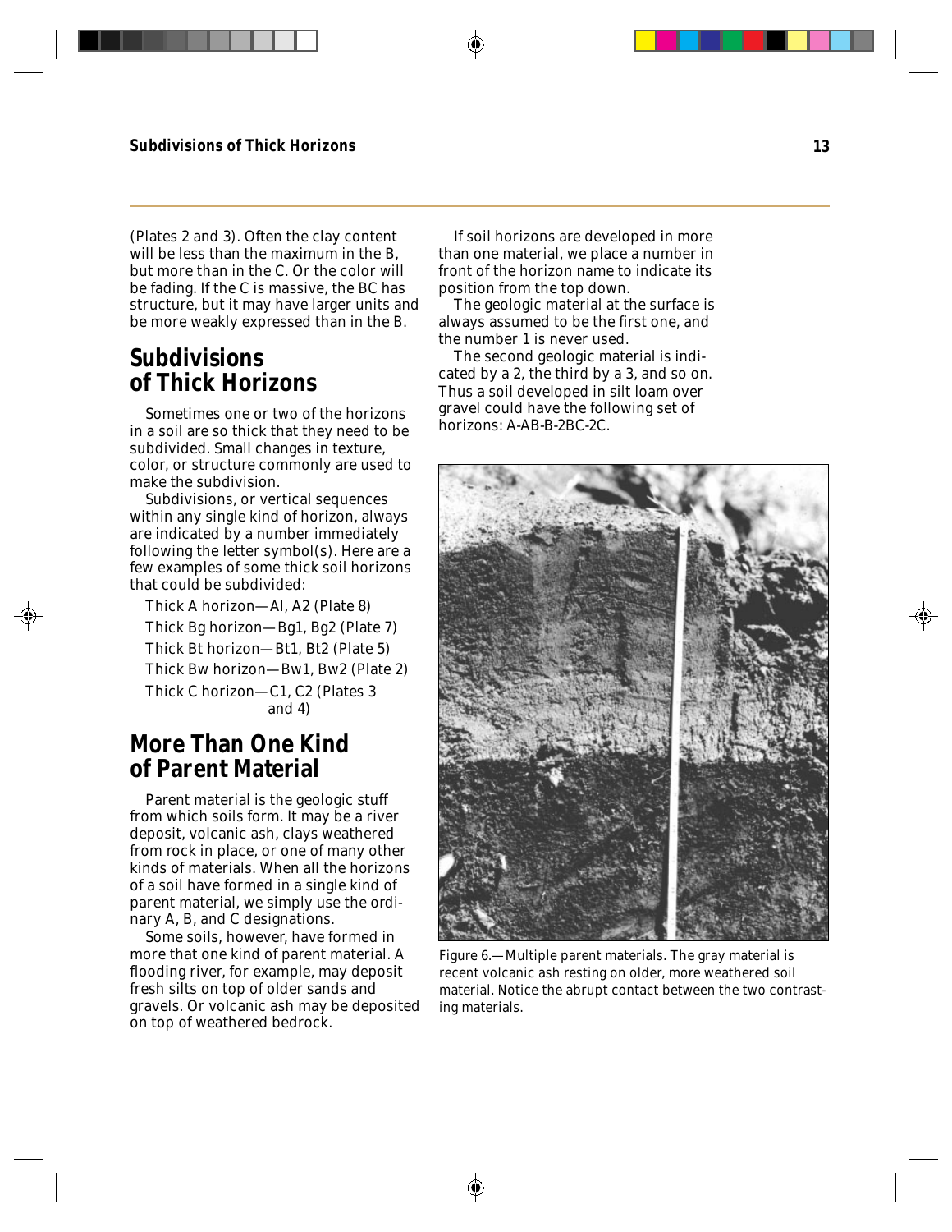(Plates 2 and 3). Often the clay content will be less than the maximum in the B, but more than in the C. Or the color will be fading. If the C is massive, the BC has structure, but it may have larger units and be more weakly expressed than in the B.

## Subdivisions of Thick Horizons

Sometimes one or two of the horizons in a soil are so thick that they need to be subdivided. Small changes in texture, color, or structure commonly are used to make the subdivision.

Subdivisions, or vertical sequences within any single kind of horizon, always are indicated by a number immediately following the letter symbol(s). Here are a few examples of some thick soil horizons that could be subdivided:

Thick A horizon—Al, A2 (Plate 8)

Thick Bg horizon—Bg1, Bg2 (Plate 7)

Thick Bt horizon—Bt1, Bt2 (Plate 5)

Thick Bw horizon—Bw1, Bw2 (Plate 2)

Thick C horizon—C1, C2 (Plates 3 and 4)

## More Than One Kind of Parent Material

Parent material is the geologic stuff from which soils form. It may be a river deposit, volcanic ash, clays weathered from rock in place, or one of many other kinds of materials. When all the horizons of a soil have formed in a single kind of parent material, we simply use the ordinary A, B, and C designations.

Some soils, however, have formed in more that one kind of parent material. A flooding river, for example, may deposit fresh silts on top of older sands and gravels. Or volcanic ash may be deposited on top of weathered bedrock.

If soil horizons are developed in more than one material, we place a number in front of the horizon name to indicate its position from the top down.

The geologic material at the surface is always assumed to be the first one, and the number 1 is never used.

The second geologic material is indicated by a 2, the third by a 3, and so on. Thus a soil developed in silt loam over gravel could have the following set of horizons: A-AB-B-2BC-2C.

Figure 6.—Multiple parent materials. The gray material is recent volcanic ash resting on older, more weathered soil material. Notice the abrupt contact between the two contrasting materials.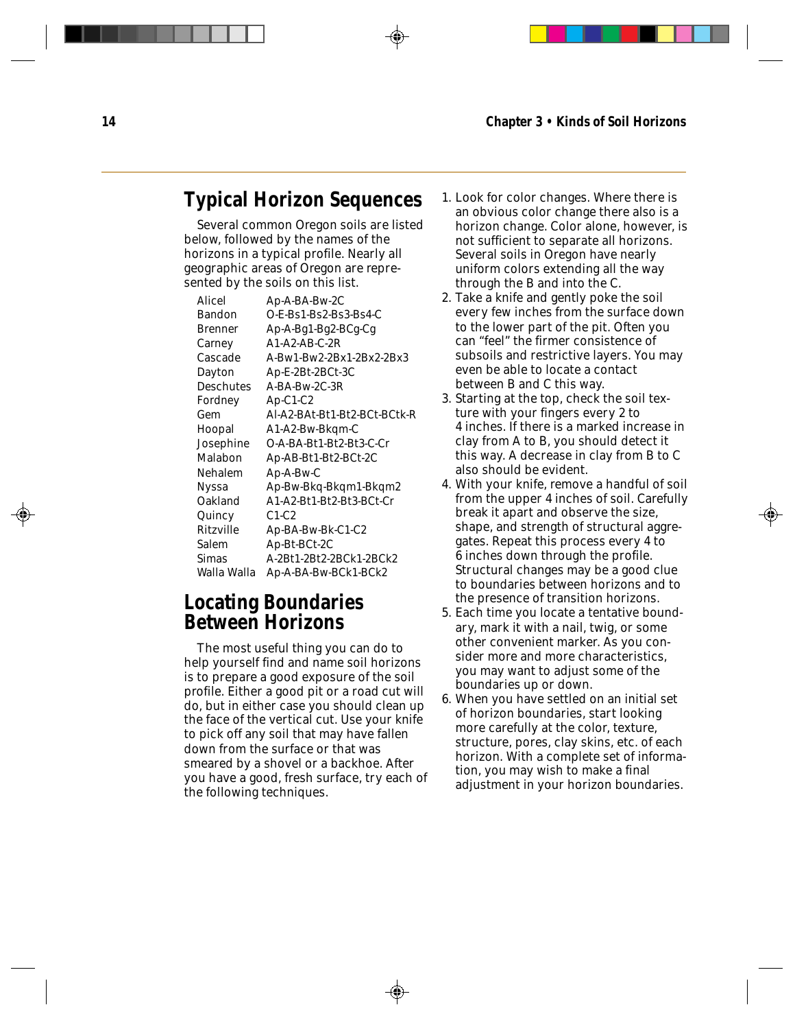## Typical Horizon Sequences

Several common Oregon soils are listed below, followed by the names of the horizons in a typical profile. Nearly all geographic areas of Oregon are represented by the soils on this list.

| | |
|---|---|
| Alicel | Ap-A-BA-Bw-2C |
| Bandon | O-E-Bs1-Bs2-Bs3-Bs4-C |
| Brenner | Ap-A-Bg1-Bg2-BCg-Cg |
| Carney | A1-A2-AB-C-2R |
| Cascade | A-Bw1-Bw2-2Bx1-2Bx2-2Bx3 |
| Dayton | Ap-E-2Bt-2BCt-3C |
| Deschutes | A-BA-Bw-2C-3R |
| Fordney | Ap-C1-C2 |
| Gem | Al-A2-BAt-Bt1-Bt2-BCt-BCtk-R |
| Hoopal | A1-A2-Bw-Bkqm-C |
| Josephine | O-A-BA-Bt1-Bt2-Bt3-C-Cr |
| Malabon | Ap-AB-Bt1-Bt2-BCt-2C |
| Nehalem | Ap-A-Bw-C |
| Nyssa | Ap-Bw-Bkq-Bkqm1-Bkqm2 |
| Oakland | A1-A2-Bt1-Bt2-Bt3-BCt-Cr |
| Quincy | C1-C2 |
| Ritzville | Ap-BA-Bw-Bk-C1-C2 |
| Salem | Ap-Bt-BCt-2C |
| Simas | A-2Bt1-2Bt2-2BCk1-2BCk2 |
| Walla Walla | Ap-A-BA-Bw-BCk1-BCk2 |

## Locating Boundaries Between Horizons

The most useful thing you can do to help yourself find and name soil horizons is to prepare a good exposure of the soil profile. Either a good pit or a road cut will do, but in either case you should clean up the face of the vertical cut. Use your knife to pick off any soil that may have fallen down from the surface or that was smeared by a shovel or a backhoe. After you have a good, fresh surface, try each of the following techniques.

1. Look for color changes. Where there is an obvious color change there also is a horizon change. Color alone, however, is not sufficient to separate all horizons. Several soils in Oregon have nearly uniform colors extending all the way through the B and into the C.
2. Take a knife and gently poke the soil every few inches from the surface down to the lower part of the pit. Often you can “feel” the firmer consistence of subsoils and restrictive layers. You may even be able to locate a contact between B and C this way.
3. Starting at the top, check the soil texture with your fingers every 2 to 4 inches. If there is a marked increase in clay from A to B, you should detect it this way. A decrease in clay from B to C also should be evident.
4. With your knife, remove a handful of soil from the upper 4 inches of soil. Carefully break it apart and observe the size, shape, and strength of structural aggregates. Repeat this process every 4 to 6 inches down through the profile. Structural changes may be a good clue to boundaries between horizons and to the presence of transition horizons.
5. Each time you locate a tentative boundary, mark it with a nail, twig, or some other convenient marker. As you consider more and more characteristics, you may want to adjust some of the boundaries up or down.
6. When you have settled on an initial set of horizon boundaries, start looking more carefully at the color, texture, structure, pores, clay skins, etc. of each horizon. With a complete set of information, you may wish to make a final adjustment in your horizon boundaries.